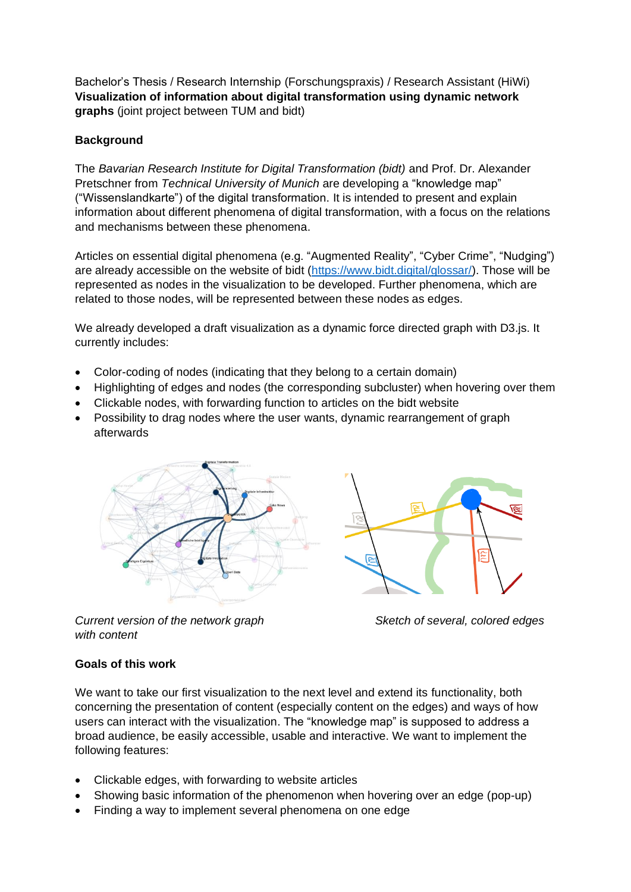Bachelor's Thesis / Research Internship (Forschungspraxis) / Research Assistant (HiWi)
**Visualization of information about digital transformation using dynamic network graphs** (joint project between TUM and bidt)

**Background**

The *Bavarian Research Institute for Digital Transformation (bidt)* and Prof. Dr. Alexander Pretschner from *Technical University of Munich* are developing a "knowledge map" ("Wissenslandkarte") of the digital transformation. It is intended to present and explain information about different phenomena of digital transformation, with a focus on the relations and mechanisms between these phenomena.

Articles on essential digital phenomena (e.g. "Augmented Reality", "Cyber Crime", "Nudging") are already accessible on the website of bidt (https://www.bidt.digital/glossar/). Those will be represented as nodes in the visualization to be developed. Further phenomena, which are related to those nodes, will be represented between these nodes as edges.

We already developed a draft visualization as a dynamic force directed graph with D3.js. It currently includes:

- Color-coding of nodes (indicating that they belong to a certain domain)
- Highlighting of edges and nodes (the corresponding subcluster) when hovering over them
- Clickable nodes, with forwarding function to articles on the bidt website
- Possibility to drag nodes where the user wants, dynamic rearrangement of graph afterwards

*Current version of the network graph with content*

*Sketch of several, colored edges*

**Goals of this work**

We want to take our first visualization to the next level and extend its functionality, both concerning the presentation of content (especially content on the edges) and ways of how users can interact with the visualization. The "knowledge map" is supposed to address a broad audience, be easily accessible, usable and interactive. We want to implement the following features:

- Clickable edges, with forwarding to website articles
- Showing basic information of the phenomenon when hovering over an edge (pop-up)
- Finding a way to implement several phenomena on one edge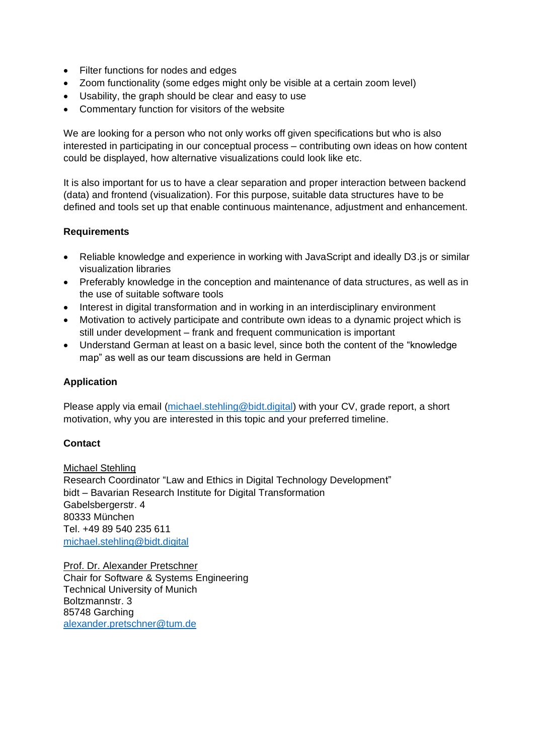- Filter functions for nodes and edges
- Zoom functionality (some edges might only be visible at a certain zoom level)
- Usability, the graph should be clear and easy to use
- Commentary function for visitors of the website

We are looking for a person who not only works off given specifications but who is also interested in participating in our conceptual process – contributing own ideas on how content could be displayed, how alternative visualizations could look like etc.

It is also important for us to have a clear separation and proper interaction between backend (data) and frontend (visualization). For this purpose, suitable data structures have to be defined and tools set up that enable continuous maintenance, adjustment and enhancement.

**Requirements**

- Reliable knowledge and experience in working with JavaScript and ideally D3.js or similar visualization libraries
- Preferably knowledge in the conception and maintenance of data structures, as well as in the use of suitable software tools
- Interest in digital transformation and in working in an interdisciplinary environment
- Motivation to actively participate and contribute own ideas to a dynamic project which is still under development – frank and frequent communication is important
- Understand German at least on a basic level, since both the content of the "knowledge map" as well as our team discussions are held in German

**Application**

Please apply via email (michael.stehling@bidt.digital) with your CV, grade report, a short motivation, why you are interested in this topic and your preferred timeline.

**Contact**

Michael Stehling
Research Coordinator "Law and Ethics in Digital Technology Development"
bidt – Bavarian Research Institute for Digital Transformation
Gabelsbergerstr. 4
80333 München
Tel. +49 89 540 235 611
michael.stehling@bidt.digital

Prof. Dr. Alexander Pretschner
Chair for Software & Systems Engineering
Technical University of Munich
Boltzmannstr. 3
85748 Garching
alexander.pretschner@tum.de